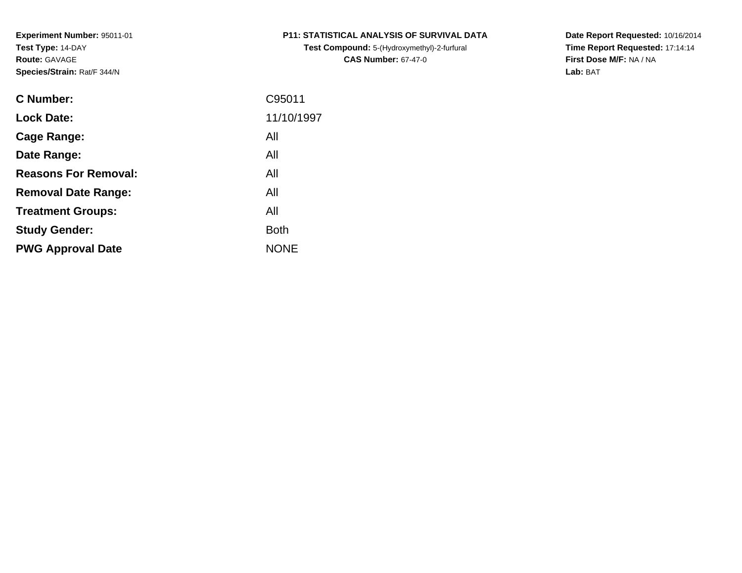**Experiment Number:** 95011-01
**Test Type:** 14-DAY
**Route:** GAVAGE
**Species/Strain:** Rat/F 344/N

**P11: STATISTICAL ANALYSIS OF SURVIVAL DATA**
**Test Compound:** 5-(Hydroxymethyl)-2-furfural
**CAS Number:** 67-47-0

**Date Report Requested:** 10/16/2014
**Time Report Requested:** 17:14:14
**First Dose M/F:** NA / NA
**Lab:** BAT

| | |
|---|---|
| **C Number:** | C95011 |
| **Lock Date:** | 11/10/1997 |
| **Cage Range:** | All |
| **Date Range:** | All |
| **Reasons For Removal:** | All |
| **Removal Date Range:** | All |
| **Treatment Groups:** | All |
| **Study Gender:** | Both |
| **PWG Approval Date** | NONE |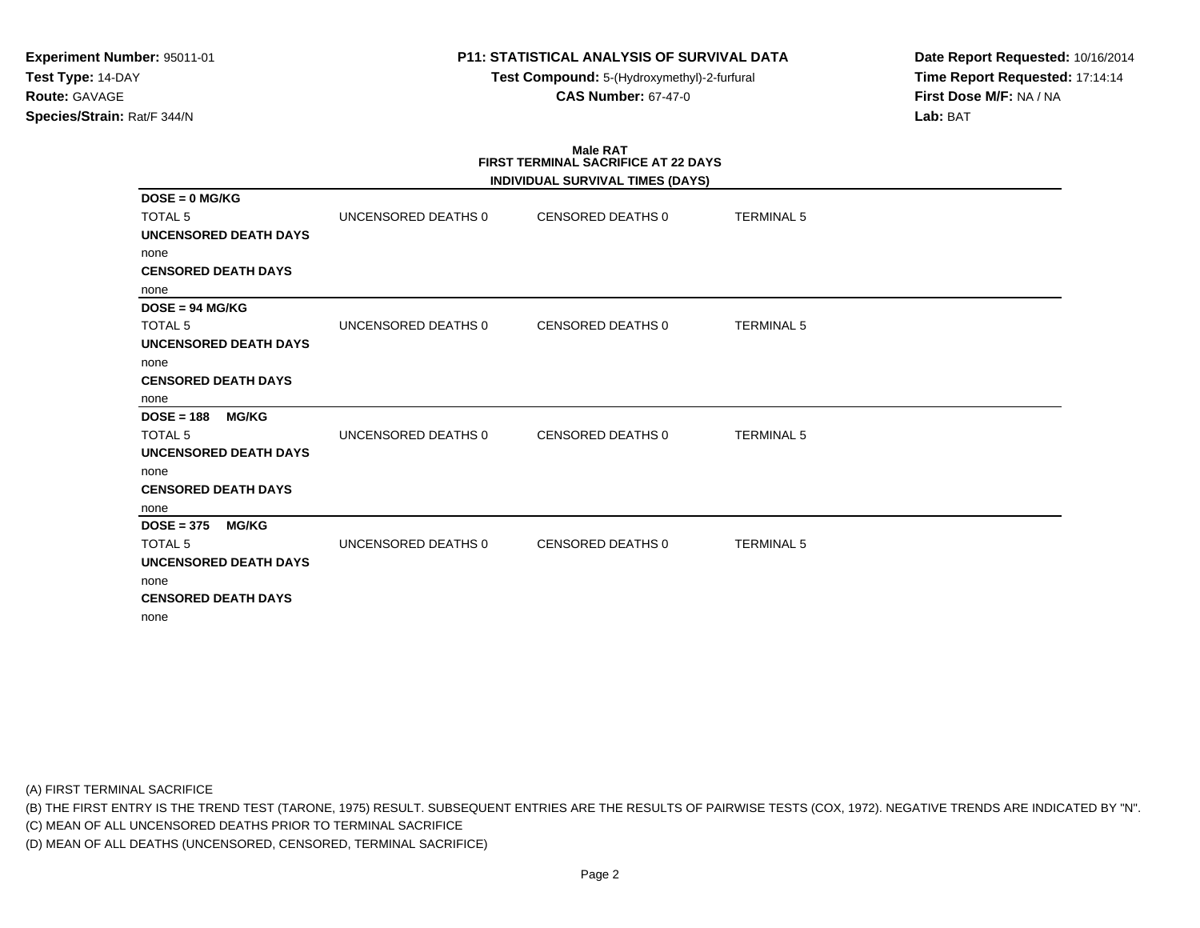**Experiment Number:** 95011-01
**Test Type:** 14-DAY
**Route:** GAVAGE
**Species/Strain:** Rat/F 344/N

**P11: STATISTICAL ANALYSIS OF SURVIVAL DATA**
**Test Compound:** 5-(Hydroxymethyl)-2-furfural
**CAS Number:** 67-47-0

**Date Report Requested:** 10/16/2014
**Time Report Requested:** 17:14:14
**First Dose M/F:** NA / NA
**Lab:** BAT

**Male RAT**
**FIRST TERMINAL SACRIFICE AT 22 DAYS**
**INDIVIDUAL SURVIVAL TIMES (DAYS)**

**DOSE = 0 MG/KG**

| TOTAL 5 | UNCENSORED DEATHS 0 | CENSORED DEATHS 0 | TERMINAL 5 |
|---|---|---|---|

**UNCENSORED DEATH DAYS**
none
**CENSORED DEATH DAYS**
none

**DOSE = 94 MG/KG**

| TOTAL 5 | UNCENSORED DEATHS 0 | CENSORED DEATHS 0 | TERMINAL 5 |
|---|---|---|---|

**UNCENSORED DEATH DAYS**
none
**CENSORED DEATH DAYS**
none

**DOSE = 188 MG/KG**

| TOTAL 5 | UNCENSORED DEATHS 0 | CENSORED DEATHS 0 | TERMINAL 5 |
|---|---|---|---|

**UNCENSORED DEATH DAYS**
none
**CENSORED DEATH DAYS**
none

**DOSE = 375 MG/KG**

| TOTAL 5 | UNCENSORED DEATHS 0 | CENSORED DEATHS 0 | TERMINAL 5 |
|---|---|---|---|

**UNCENSORED DEATH DAYS**
none
**CENSORED DEATH DAYS**
none

(A) FIRST TERMINAL SACRIFICE
(B) THE FIRST ENTRY IS THE TREND TEST (TARONE, 1975) RESULT. SUBSEQUENT ENTRIES ARE THE RESULTS OF PAIRWISE TESTS (COX, 1972). NEGATIVE TRENDS ARE INDICATED BY "N".
(C) MEAN OF ALL UNCENSORED DEATHS PRIOR TO TERMINAL SACRIFICE
(D) MEAN OF ALL DEATHS (UNCENSORED, CENSORED, TERMINAL SACRIFICE)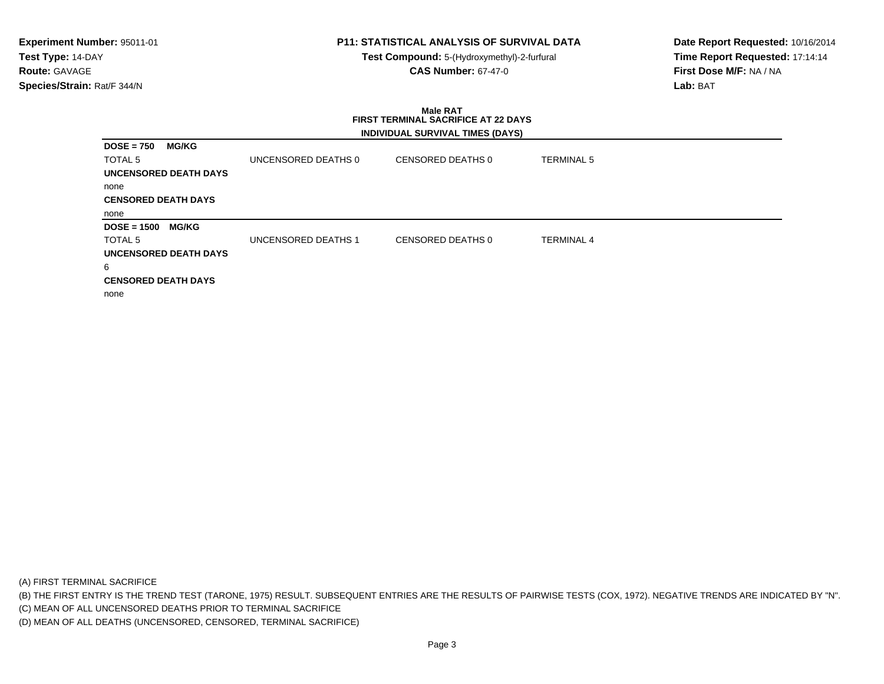**Experiment Number:** 95011-01
**Test Type:** 14-DAY
**Route:** GAVAGE
**Species/Strain:** Rat/F 344/N

**P11: STATISTICAL ANALYSIS OF SURVIVAL DATA**
**Test Compound:** 5-(Hydroxymethyl)-2-furfural
**CAS Number:** 67-47-0

**Date Report Requested:** 10/16/2014
**Time Report Requested:** 17:14:14
**First Dose M/F:** NA / NA
**Lab:** BAT

**Male RAT**
**FIRST TERMINAL SACRIFICE AT 22 DAYS**

**INDIVIDUAL SURVIVAL TIMES (DAYS)**

**DOSE = 750 MG/KG**

| TOTAL 5 | UNCENSORED DEATHS 0 | CENSORED DEATHS 0 | TERMINAL 5 |
|---|---|---|---|

**UNCENSORED DEATH DAYS**
none

**CENSORED DEATH DAYS**
none

**DOSE = 1500 MG/KG**

| TOTAL 5 | UNCENSORED DEATHS 1 | CENSORED DEATHS 0 | TERMINAL 4 |
|---|---|---|---|

**UNCENSORED DEATH DAYS**
6

**CENSORED DEATH DAYS**
none

(A) FIRST TERMINAL SACRIFICE
(B) THE FIRST ENTRY IS THE TREND TEST (TARONE, 1975) RESULT. SUBSEQUENT ENTRIES ARE THE RESULTS OF PAIRWISE TESTS (COX, 1972). NEGATIVE TRENDS ARE INDICATED BY "N".
(C) MEAN OF ALL UNCENSORED DEATHS PRIOR TO TERMINAL SACRIFICE
(D) MEAN OF ALL DEATHS (UNCENSORED, CENSORED, TERMINAL SACRIFICE)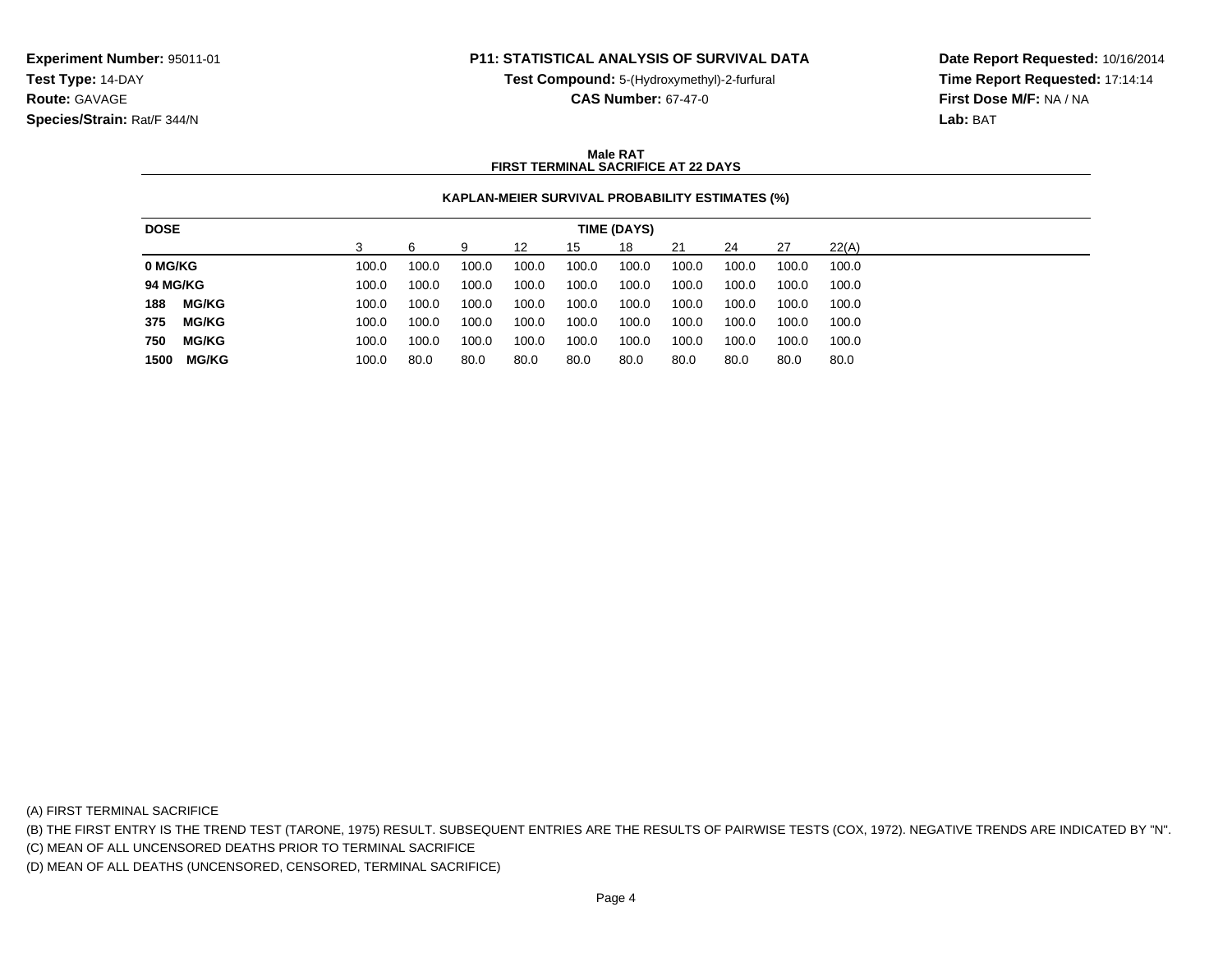**Experiment Number:** 95011-01
**Test Type:** 14-DAY
**Route:** GAVAGE
**Species/Strain:** Rat/F 344/N

**P11: STATISTICAL ANALYSIS OF SURVIVAL DATA**
**Test Compound:** 5-(Hydroxymethyl)-2-furfural
**CAS Number:** 67-47-0

**Date Report Requested:** 10/16/2014
**Time Report Requested:** 17:14:14
**First Dose M/F:** NA / NA
**Lab:** BAT

**Male RAT**
**FIRST TERMINAL SACRIFICE AT 22 DAYS**

**KAPLAN-MEIER SURVIVAL PROBABILITY ESTIMATES (%)**

| DOSE | TIME (DAYS) | | | | | | | | | |
|---|---|---|---|---|---|---|---|---|---|---|
| | 3 | 6 | 9 | 12 | 15 | 18 | 21 | 24 | 27 | 22(A) |
| **0 MG/KG** | 100.0 | 100.0 | 100.0 | 100.0 | 100.0 | 100.0 | 100.0 | 100.0 | 100.0 | 100.0 |
| **94 MG/KG** | 100.0 | 100.0 | 100.0 | 100.0 | 100.0 | 100.0 | 100.0 | 100.0 | 100.0 | 100.0 |
| **188 MG/KG** | 100.0 | 100.0 | 100.0 | 100.0 | 100.0 | 100.0 | 100.0 | 100.0 | 100.0 | 100.0 |
| **375 MG/KG** | 100.0 | 100.0 | 100.0 | 100.0 | 100.0 | 100.0 | 100.0 | 100.0 | 100.0 | 100.0 |
| **750 MG/KG** | 100.0 | 100.0 | 100.0 | 100.0 | 100.0 | 100.0 | 100.0 | 100.0 | 100.0 | 100.0 |
| **1500 MG/KG** | 100.0 | 80.0 | 80.0 | 80.0 | 80.0 | 80.0 | 80.0 | 80.0 | 80.0 | 80.0 |

(A) FIRST TERMINAL SACRIFICE
(B) THE FIRST ENTRY IS THE TREND TEST (TARONE, 1975) RESULT. SUBSEQUENT ENTRIES ARE THE RESULTS OF PAIRWISE TESTS (COX, 1972). NEGATIVE TRENDS ARE INDICATED BY "N".
(C) MEAN OF ALL UNCENSORED DEATHS PRIOR TO TERMINAL SACRIFICE
(D) MEAN OF ALL DEATHS (UNCENSORED, CENSORED, TERMINAL SACRIFICE)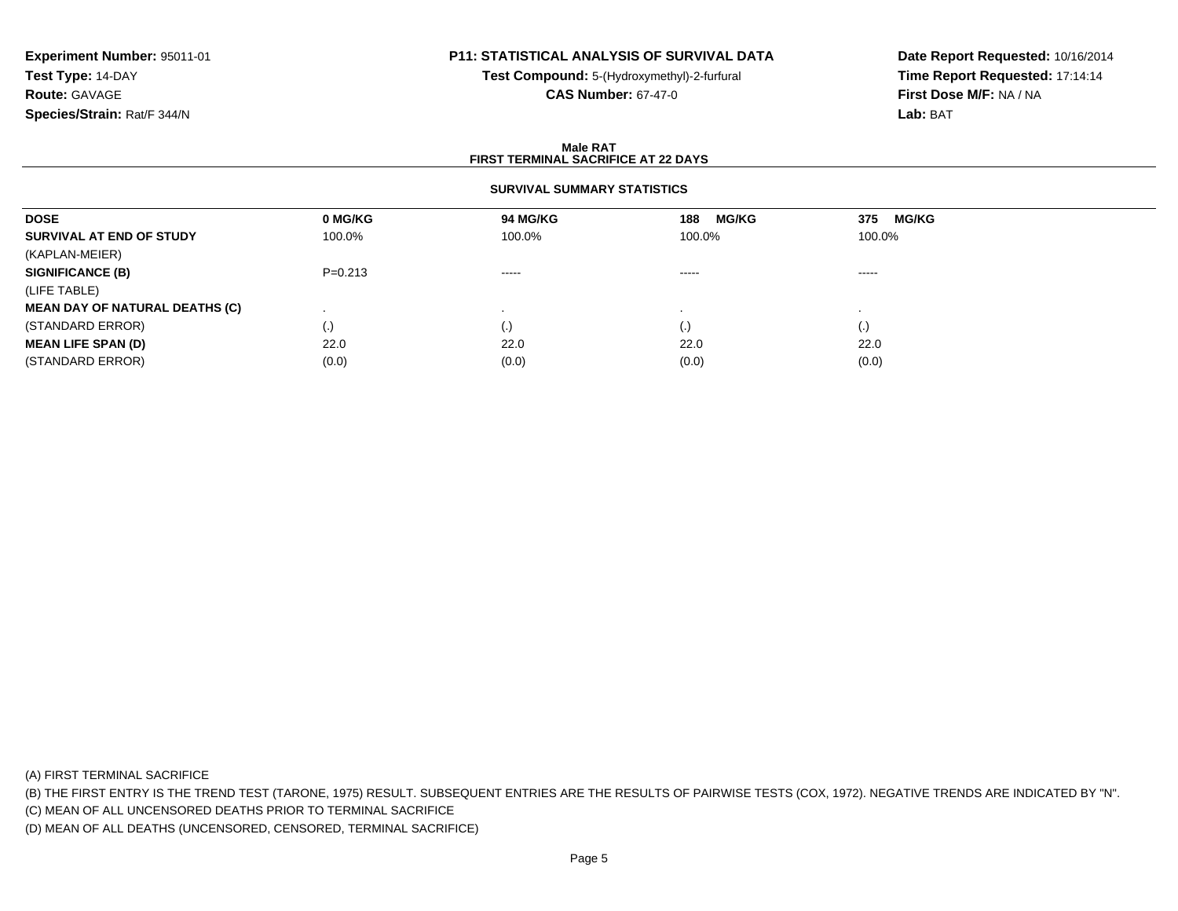**Experiment Number:** 95011-01
**Test Type:** 14-DAY
**Route:** GAVAGE
**Species/Strain:** Rat/F 344/N

**P11: STATISTICAL ANALYSIS OF SURVIVAL DATA**
**Test Compound:** 5-(Hydroxymethyl)-2-furfural
**CAS Number:** 67-47-0

**Date Report Requested:** 10/16/2014
**Time Report Requested:** 17:14:14
**First Dose M/F:** NA / NA
**Lab:** BAT

**Male RAT**
**FIRST TERMINAL SACRIFICE AT 22 DAYS**

**SURVIVAL SUMMARY STATISTICS**

| DOSE | 0 MG/KG | 94 MG/KG | 188 MG/KG | 375 MG/KG |
|---|---|---|---|---|
| **SURVIVAL AT END OF STUDY** | 100.0% | 100.0% | 100.0% | 100.0% |
| (KAPLAN-MEIER) | | | | |
| **SIGNIFICANCE (B)** | P=0.213 | ----- | ----- | ----- |
| (LIFE TABLE) | | | | |
| **MEAN DAY OF NATURAL DEATHS (C)** | . | . | . | . |
| (STANDARD ERROR) | (.) | (.) | (.) | (.) |
| **MEAN LIFE SPAN (D)** | 22.0 | 22.0 | 22.0 | 22.0 |
| (STANDARD ERROR) | (0.0) | (0.0) | (0.0) | (0.0) |

(A) FIRST TERMINAL SACRIFICE
(B) THE FIRST ENTRY IS THE TREND TEST (TARONE, 1975) RESULT. SUBSEQUENT ENTRIES ARE THE RESULTS OF PAIRWISE TESTS (COX, 1972). NEGATIVE TRENDS ARE INDICATED BY "N".
(C) MEAN OF ALL UNCENSORED DEATHS PRIOR TO TERMINAL SACRIFICE
(D) MEAN OF ALL DEATHS (UNCENSORED, CENSORED, TERMINAL SACRIFICE)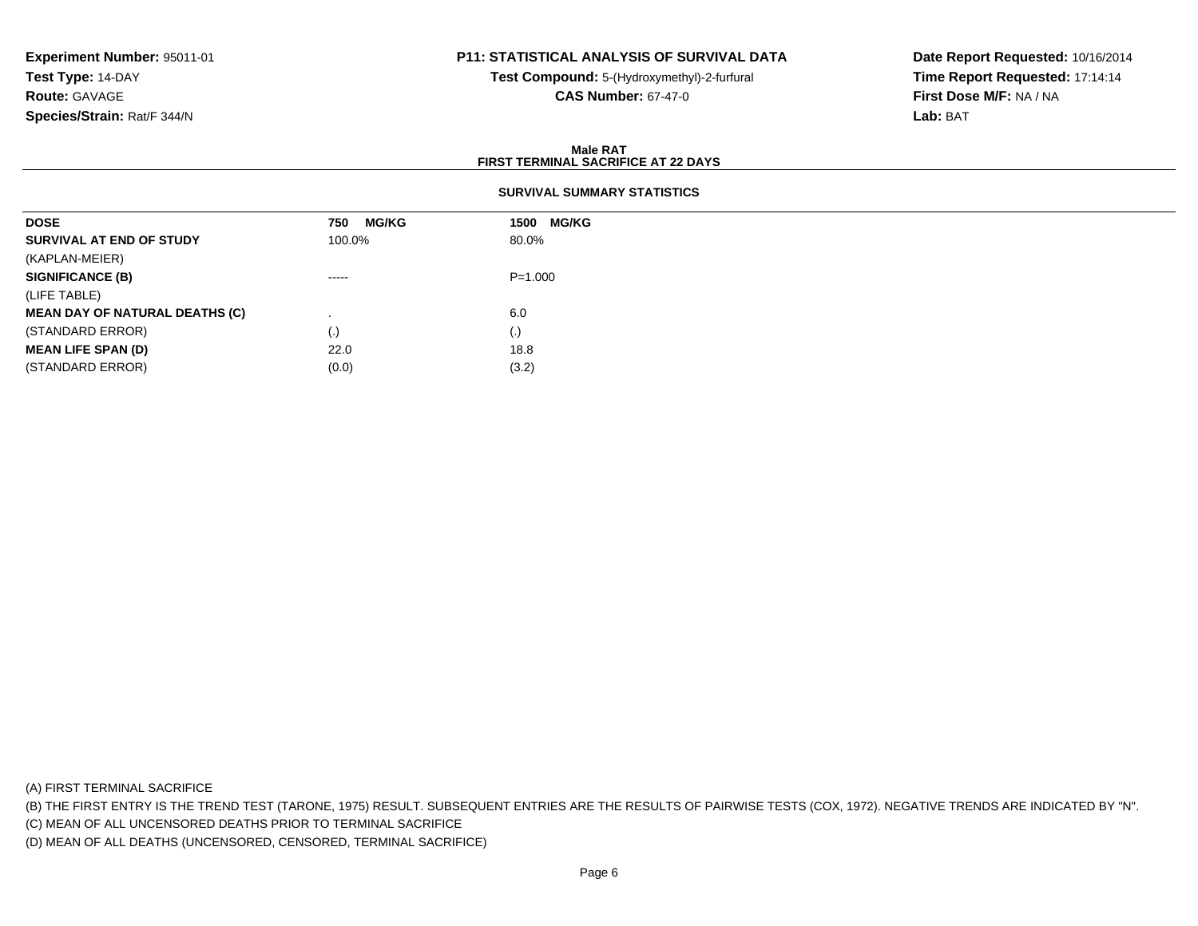**Experiment Number:** 95011-01
**Test Type:** 14-DAY
**Route:** GAVAGE
**Species/Strain:** Rat/F 344/N

**P11: STATISTICAL ANALYSIS OF SURVIVAL DATA**
**Test Compound:** 5-(Hydroxymethyl)-2-furfural
**CAS Number:** 67-47-0

**Date Report Requested:** 10/16/2014
**Time Report Requested:** 17:14:14
**First Dose M/F:** NA / NA
**Lab:** BAT

## Male RAT
## FIRST TERMINAL SACRIFICE AT 22 DAYS

### SURVIVAL SUMMARY STATISTICS

| DOSE | 750 MG/KG | 1500 MG/KG |
|---|---|---|
| **SURVIVAL AT END OF STUDY** | 100.0% | 80.0% |
| (KAPLAN-MEIER) | | |
| **SIGNIFICANCE (B)** | ----- | P=1.000 |
| (LIFE TABLE) | | |
| **MEAN DAY OF NATURAL DEATHS (C)** | . | 6.0 |
| (STANDARD ERROR) | (.) | (.) |
| **MEAN LIFE SPAN (D)** | 22.0 | 18.8 |
| (STANDARD ERROR) | (0.0) | (3.2) |

(A) FIRST TERMINAL SACRIFICE

(B) THE FIRST ENTRY IS THE TREND TEST (TARONE, 1975) RESULT. SUBSEQUENT ENTRIES ARE THE RESULTS OF PAIRWISE TESTS (COX, 1972). NEGATIVE TRENDS ARE INDICATED BY "N".

(C) MEAN OF ALL UNCENSORED DEATHS PRIOR TO TERMINAL SACRIFICE

(D) MEAN OF ALL DEATHS (UNCENSORED, CENSORED, TERMINAL SACRIFICE)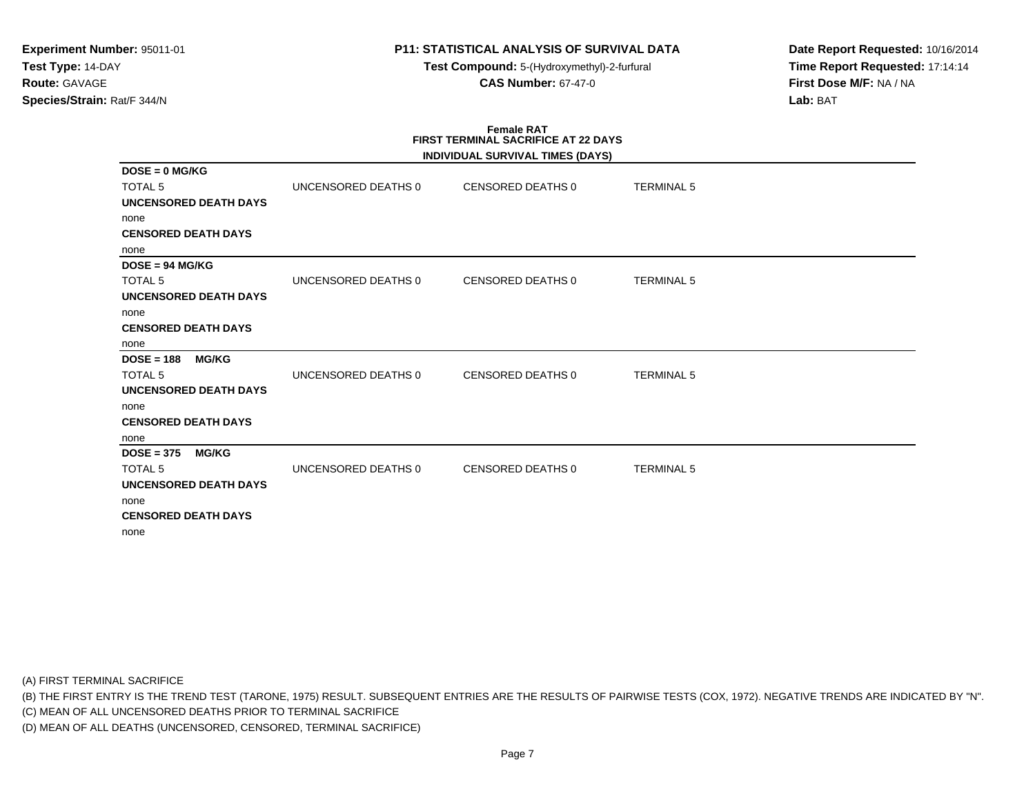**Experiment Number:** 95011-01
**Test Type:** 14-DAY
**Route:** GAVAGE
**Species/Strain:** Rat/F 344/N

**P11: STATISTICAL ANALYSIS OF SURVIVAL DATA**
**Test Compound:** 5-(Hydroxymethyl)-2-furfural
**CAS Number:** 67-47-0

**Date Report Requested:** 10/16/2014
**Time Report Requested:** 17:14:14
**First Dose M/F:** NA / NA
**Lab:** BAT

## Female RAT
## FIRST TERMINAL SACRIFICE AT 22 DAYS
### INDIVIDUAL SURVIVAL TIMES (DAYS)

**DOSE = 0 MG/KG**

| TOTAL 5 | UNCENSORED DEATHS 0 | CENSORED DEATHS 0 | TERMINAL 5 |
|---|---|---|---|

**UNCENSORED DEATH DAYS**

none

**CENSORED DEATH DAYS**

none

**DOSE = 94 MG/KG**

| TOTAL 5 | UNCENSORED DEATHS 0 | CENSORED DEATHS 0 | TERMINAL 5 |
|---|---|---|---|

**UNCENSORED DEATH DAYS**

none

**CENSORED DEATH DAYS**

none

**DOSE = 188 MG/KG**

| TOTAL 5 | UNCENSORED DEATHS 0 | CENSORED DEATHS 0 | TERMINAL 5 |
|---|---|---|---|

**UNCENSORED DEATH DAYS**

none

**CENSORED DEATH DAYS**

none

**DOSE = 375 MG/KG**

| TOTAL 5 | UNCENSORED DEATHS 0 | CENSORED DEATHS 0 | TERMINAL 5 |
|---|---|---|---|

**UNCENSORED DEATH DAYS**

none

**CENSORED DEATH DAYS**

none

(A) FIRST TERMINAL SACRIFICE
(B) THE FIRST ENTRY IS THE TREND TEST (TARONE, 1975) RESULT. SUBSEQUENT ENTRIES ARE THE RESULTS OF PAIRWISE TESTS (COX, 1972). NEGATIVE TRENDS ARE INDICATED BY "N".
(C) MEAN OF ALL UNCENSORED DEATHS PRIOR TO TERMINAL SACRIFICE
(D) MEAN OF ALL DEATHS (UNCENSORED, CENSORED, TERMINAL SACRIFICE)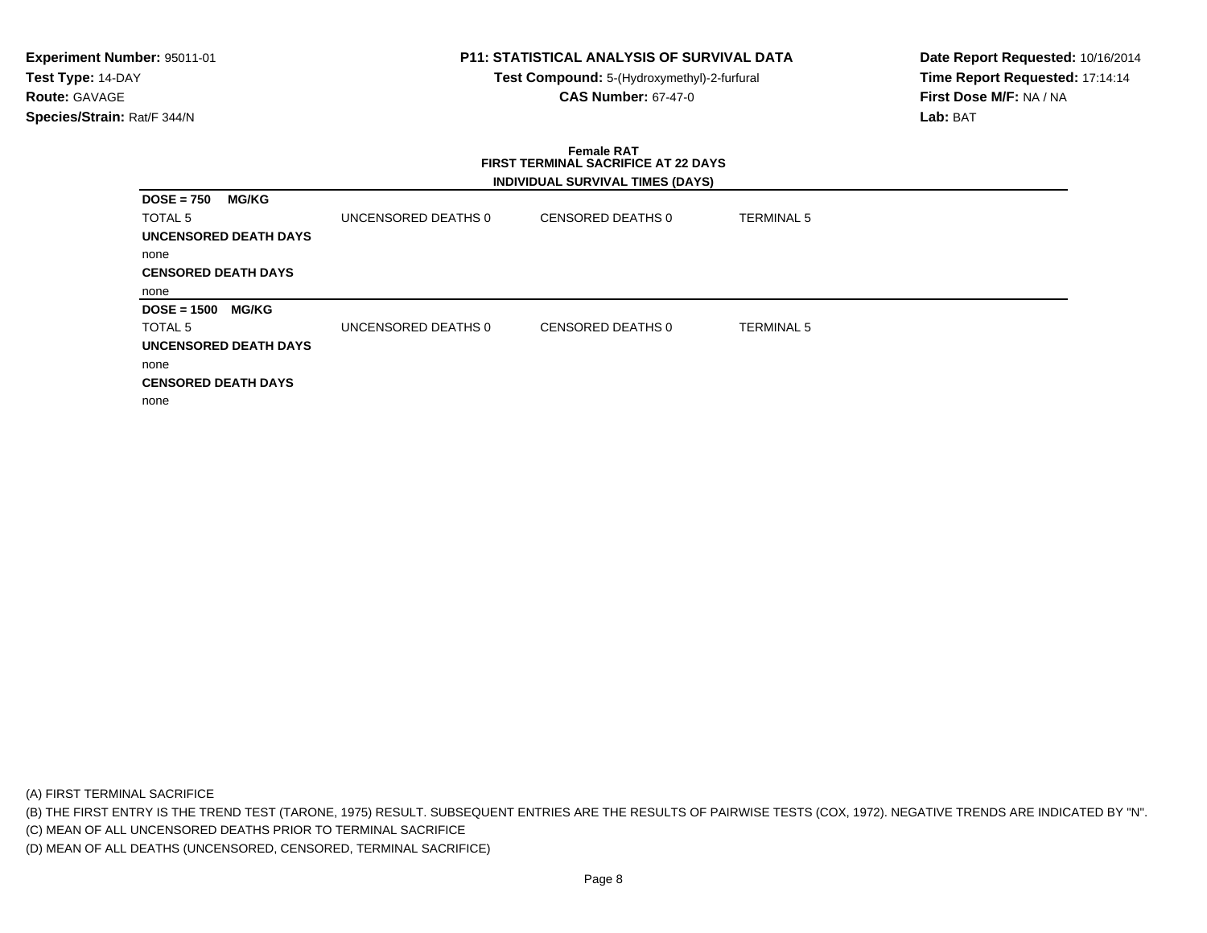**Experiment Number:** 95011-01
**Test Type:** 14-DAY
**Route:** GAVAGE
**Species/Strain:** Rat/F 344/N

**P11: STATISTICAL ANALYSIS OF SURVIVAL DATA**
**Test Compound:** 5-(Hydroxymethyl)-2-furfural
**CAS Number:** 67-47-0

**Date Report Requested:** 10/16/2014
**Time Report Requested:** 17:14:14
**First Dose M/F:** NA / NA
**Lab:** BAT

**Female RAT**
**FIRST TERMINAL SACRIFICE AT 22 DAYS**
**INDIVIDUAL SURVIVAL TIMES (DAYS)**

**DOSE = 750 MG/KG**

| TOTAL 5 | UNCENSORED DEATHS 0 | CENSORED DEATHS 0 | TERMINAL 5 |
|---|---|---|---|

**UNCENSORED DEATH DAYS**

none

**CENSORED DEATH DAYS**

none

**DOSE = 1500 MG/KG**

| TOTAL 5 | UNCENSORED DEATHS 0 | CENSORED DEATHS 0 | TERMINAL 5 |
|---|---|---|---|

**UNCENSORED DEATH DAYS**

none

**CENSORED DEATH DAYS**

none

(A) FIRST TERMINAL SACRIFICE
(B) THE FIRST ENTRY IS THE TREND TEST (TARONE, 1975) RESULT. SUBSEQUENT ENTRIES ARE THE RESULTS OF PAIRWISE TESTS (COX, 1972). NEGATIVE TRENDS ARE INDICATED BY "N".
(C) MEAN OF ALL UNCENSORED DEATHS PRIOR TO TERMINAL SACRIFICE
(D) MEAN OF ALL DEATHS (UNCENSORED, CENSORED, TERMINAL SACRIFICE)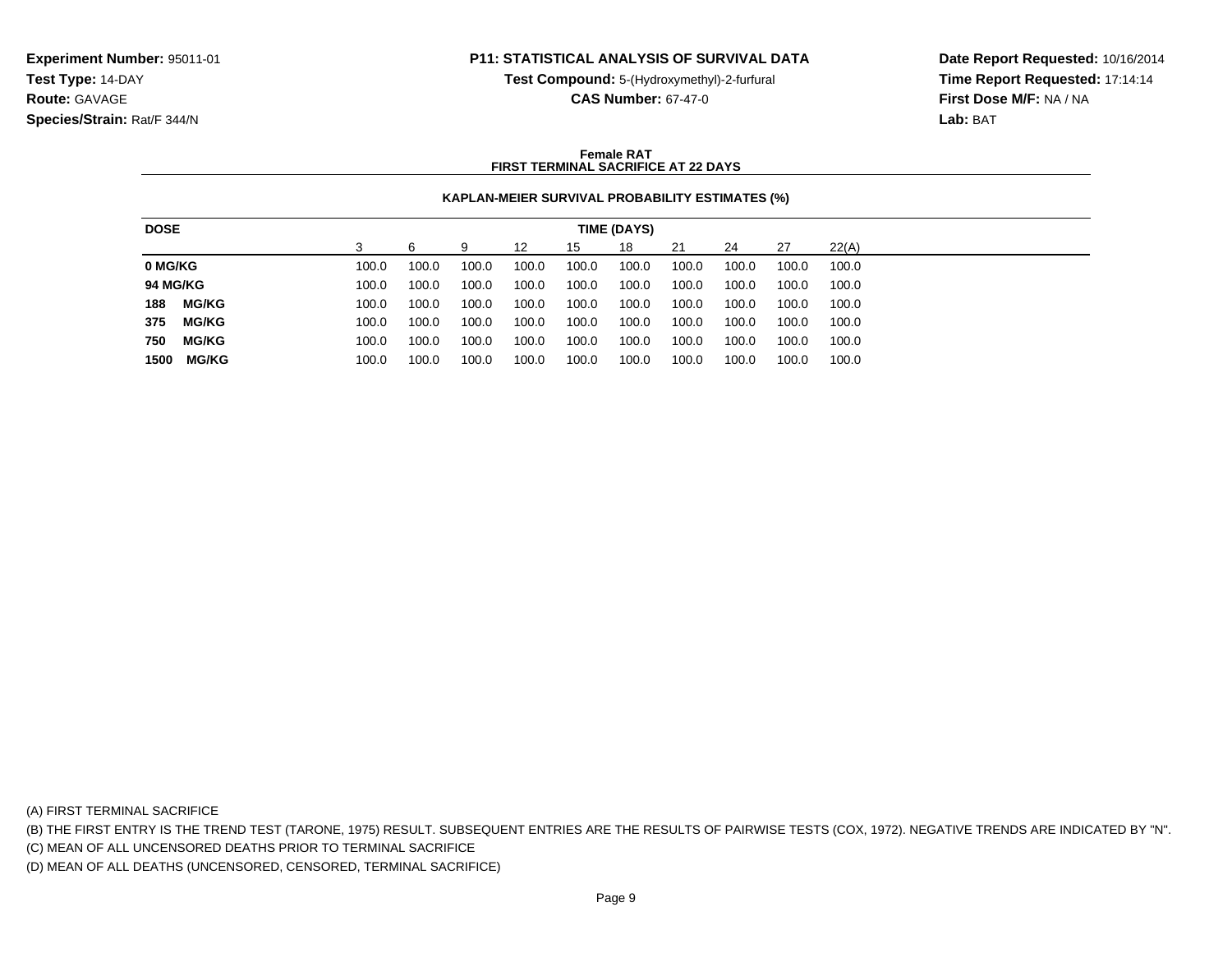**Experiment Number:** 95011-01
**Test Type:** 14-DAY
**Route:** GAVAGE
**Species/Strain:** Rat/F 344/N

**P11: STATISTICAL ANALYSIS OF SURVIVAL DATA**
**Test Compound:** 5-(Hydroxymethyl)-2-furfural
**CAS Number:** 67-47-0

**Date Report Requested:** 10/16/2014
**Time Report Requested:** 17:14:14
**First Dose M/F:** NA / NA
**Lab:** BAT

**Female RAT**
**FIRST TERMINAL SACRIFICE AT 22 DAYS**

**KAPLAN-MEIER SURVIVAL PROBABILITY ESTIMATES (%)**

| DOSE | TIME (DAYS) | | | | | | | | | |
|---|---|---|---|---|---|---|---|---|---|---|
| | 3 | 6 | 9 | 12 | 15 | 18 | 21 | 24 | 27 | 22(A) |
| **0 MG/KG** | 100.0 | 100.0 | 100.0 | 100.0 | 100.0 | 100.0 | 100.0 | 100.0 | 100.0 | 100.0 |
| **94 MG/KG** | 100.0 | 100.0 | 100.0 | 100.0 | 100.0 | 100.0 | 100.0 | 100.0 | 100.0 | 100.0 |
| **188 MG/KG** | 100.0 | 100.0 | 100.0 | 100.0 | 100.0 | 100.0 | 100.0 | 100.0 | 100.0 | 100.0 |
| **375 MG/KG** | 100.0 | 100.0 | 100.0 | 100.0 | 100.0 | 100.0 | 100.0 | 100.0 | 100.0 | 100.0 |
| **750 MG/KG** | 100.0 | 100.0 | 100.0 | 100.0 | 100.0 | 100.0 | 100.0 | 100.0 | 100.0 | 100.0 |
| **1500 MG/KG** | 100.0 | 100.0 | 100.0 | 100.0 | 100.0 | 100.0 | 100.0 | 100.0 | 100.0 | 100.0 |

(A) FIRST TERMINAL SACRIFICE
(B) THE FIRST ENTRY IS THE TREND TEST (TARONE, 1975) RESULT. SUBSEQUENT ENTRIES ARE THE RESULTS OF PAIRWISE TESTS (COX, 1972). NEGATIVE TRENDS ARE INDICATED BY "N".
(C) MEAN OF ALL UNCENSORED DEATHS PRIOR TO TERMINAL SACRIFICE
(D) MEAN OF ALL DEATHS (UNCENSORED, CENSORED, TERMINAL SACRIFICE)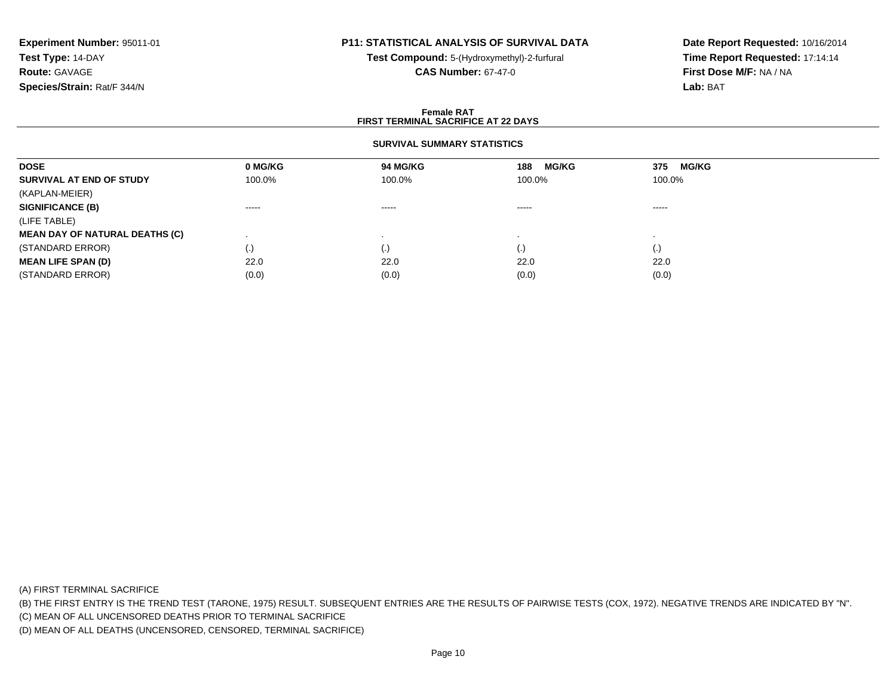**Experiment Number:** 95011-01
**Test Type:** 14-DAY
**Route:** GAVAGE
**Species/Strain:** Rat/F 344/N

**P11: STATISTICAL ANALYSIS OF SURVIVAL DATA**
**Test Compound:** 5-(Hydroxymethyl)-2-furfural
**CAS Number:** 67-47-0

**Date Report Requested:** 10/16/2014
**Time Report Requested:** 17:14:14
**First Dose M/F:** NA / NA
**Lab:** BAT

## Female RAT
## FIRST TERMINAL SACRIFICE AT 22 DAYS

### SURVIVAL SUMMARY STATISTICS

| **DOSE** | **0 MG/KG** | **94 MG/KG** | **188 MG/KG** | **375 MG/KG** |
|---|---|---|---|---|
| **SURVIVAL AT END OF STUDY** | 100.0% | 100.0% | 100.0% | 100.0% |
| (KAPLAN-MEIER) | | | | |
| **SIGNIFICANCE (B)** | ----- | ----- | ----- | ----- |
| (LIFE TABLE) | | | | |
| **MEAN DAY OF NATURAL DEATHS (C)** | . | . | . | . |
| (STANDARD ERROR) | (.) | (.) | (.) | (.) |
| **MEAN LIFE SPAN (D)** | 22.0 | 22.0 | 22.0 | 22.0 |
| (STANDARD ERROR) | (0.0) | (0.0) | (0.0) | (0.0) |

(A) FIRST TERMINAL SACRIFICE
(B) THE FIRST ENTRY IS THE TREND TEST (TARONE, 1975) RESULT. SUBSEQUENT ENTRIES ARE THE RESULTS OF PAIRWISE TESTS (COX, 1972). NEGATIVE TRENDS ARE INDICATED BY "N".
(C) MEAN OF ALL UNCENSORED DEATHS PRIOR TO TERMINAL SACRIFICE
(D) MEAN OF ALL DEATHS (UNCENSORED, CENSORED, TERMINAL SACRIFICE)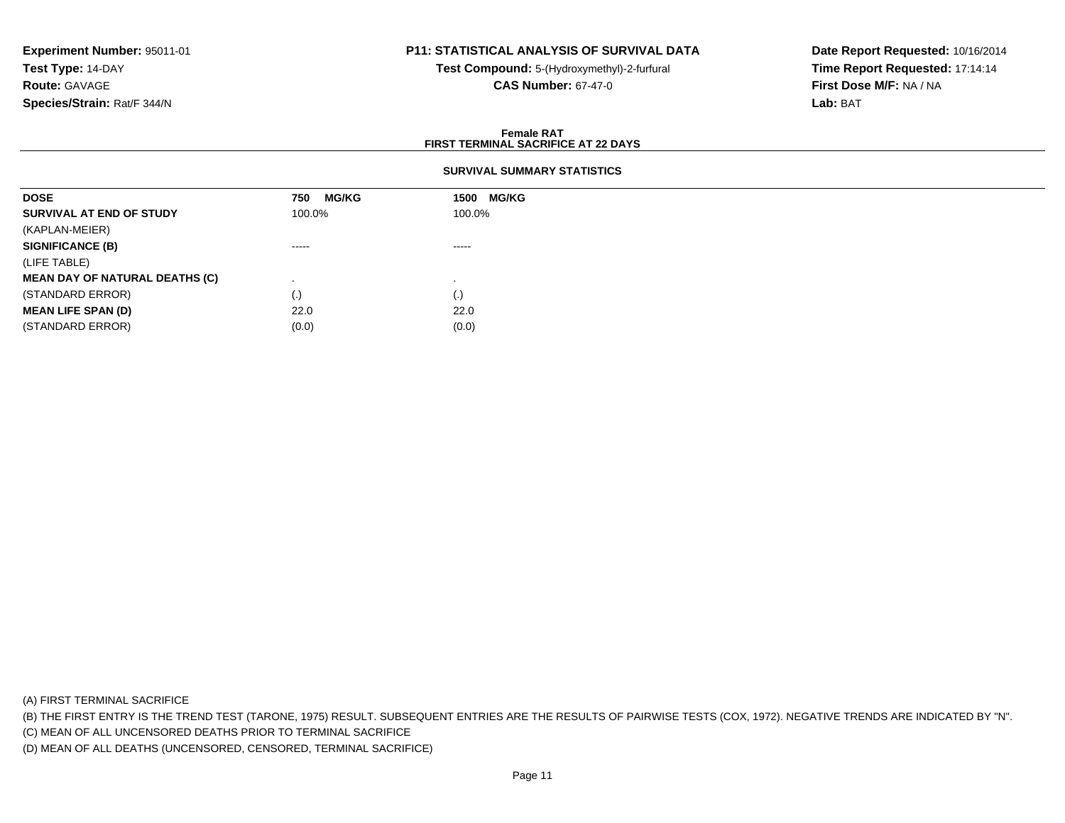**Experiment Number:** 95011-01
**Test Type:** 14-DAY
**Route:** GAVAGE
**Species/Strain:** Rat/F 344/N

**P11: STATISTICAL ANALYSIS OF SURVIVAL DATA**
**Test Compound:** 5-(Hydroxymethyl)-2-furfural
**CAS Number:** 67-47-0

**Date Report Requested:** 10/16/2014
**Time Report Requested:** 17:14:14
**First Dose M/F:** NA / NA
**Lab:** BAT

**Female RAT**
**FIRST TERMINAL SACRIFICE AT 22 DAYS**

**SURVIVAL SUMMARY STATISTICS**

| DOSE | 750 MG/KG | 1500 MG/KG |
|---|---|---|
| **SURVIVAL AT END OF STUDY** | 100.0% | 100.0% |
| (KAPLAN-MEIER) | | |
| **SIGNIFICANCE (B)** | ----- | ----- |
| (LIFE TABLE) | | |
| **MEAN DAY OF NATURAL DEATHS (C)** | . | . |
| (STANDARD ERROR) | (.) | (.) |
| **MEAN LIFE SPAN (D)** | 22.0 | 22.0 |
| (STANDARD ERROR) | (0.0) | (0.0) |

(A) FIRST TERMINAL SACRIFICE
(B) THE FIRST ENTRY IS THE TREND TEST (TARONE, 1975) RESULT. SUBSEQUENT ENTRIES ARE THE RESULTS OF PAIRWISE TESTS (COX, 1972). NEGATIVE TRENDS ARE INDICATED BY "N".
(C) MEAN OF ALL UNCENSORED DEATHS PRIOR TO TERMINAL SACRIFICE
(D) MEAN OF ALL DEATHS (UNCENSORED, CENSORED, TERMINAL SACRIFICE)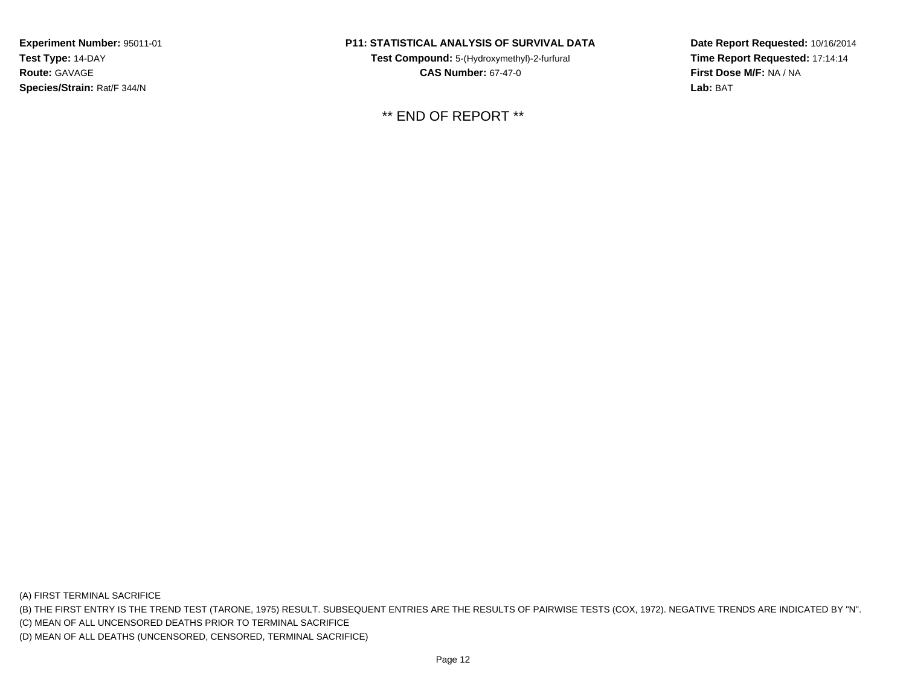**Experiment Number:** 95011-01
**Test Type:** 14-DAY
**Route:** GAVAGE
**Species/Strain:** Rat/F 344/N

**P11: STATISTICAL ANALYSIS OF SURVIVAL DATA**
**Test Compound:** 5-(Hydroxymethyl)-2-furfural
**CAS Number:** 67-47-0

**Date Report Requested:** 10/16/2014
**Time Report Requested:** 17:14:14
**First Dose M/F:** NA / NA
**Lab:** BAT

** END OF REPORT **

(A) FIRST TERMINAL SACRIFICE
(B) THE FIRST ENTRY IS THE TREND TEST (TARONE, 1975) RESULT. SUBSEQUENT ENTRIES ARE THE RESULTS OF PAIRWISE TESTS (COX, 1972). NEGATIVE TRENDS ARE INDICATED BY "N".
(C) MEAN OF ALL UNCENSORED DEATHS PRIOR TO TERMINAL SACRIFICE
(D) MEAN OF ALL DEATHS (UNCENSORED, CENSORED, TERMINAL SACRIFICE)